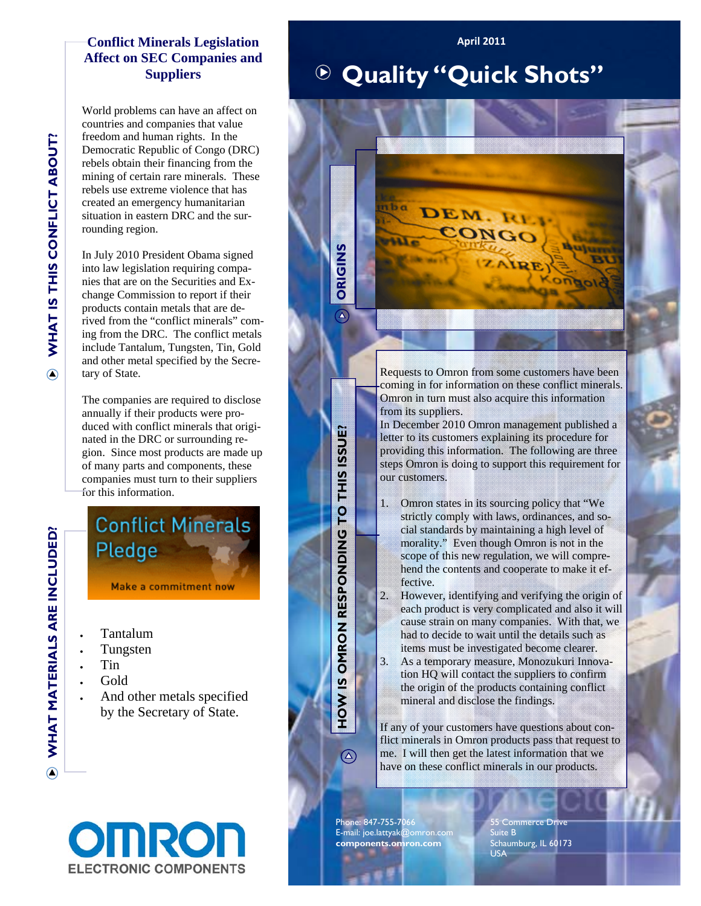April 2011

# Quality "Quick Shots"

## Conflict Minerals Legislation Affect on SEC Companies and Suppliers

### WHAT IS THIS CONFLICT ABOUT?

World problems can have an affect on countries and companies that value freedom and human rights. In the Democratic Republic of Congo (DRC) rebels obtain their financing from the mining of certain rare minerals. These rebels use extreme violence that has created an emergency humanitarian situation in eastern DRC and the surrounding region.

In July 2010 President Obama signed into law legislation requiring companies that are on the Securities and Exchange Commission to report if their products contain metals that are derived from the "conflict minerals" coming from the DRC. The conflict metals include Tantalum, Tungsten, Tin, Gold and other metal specified by the Secretary of State.

The companies are required to disclose annually if their products were produced with conflict minerals that originated in the DRC or surrounding region. Since most products are made up of many parts and components, these companies must turn to their suppliers for this information.

### WHAT MATERIALS ARE INCLUDED?

Conflict Minerals Pledge

Make a commitment now

- Tantalum
- Tungsten
- Tin
- Gold
- And other metals specified by the Secretary of State.

### ORIGINS

### HOW IS OMRON RESPONDING TO THIS ISSUE?

Requests to Omron from some customers have been coming in for information on these conflict minerals. Omron in turn must also acquire this information from its suppliers.

In December 2010 Omron management published a letter to its customers explaining its procedure for providing this information. The following are three steps Omron is doing to support this requirement for our customers.

1. Omron states in its sourcing policy that "We strictly comply with laws, ordinances, and social standards by maintaining a high level of morality." Even though Omron is not in the scope of this new regulation, we will comprehend the contents and cooperate to make it effective.
2. However, identifying and verifying the origin of each product is very complicated and also it will cause strain on many companies. With that, we had to decide to wait until the details such as items must be investigated become clearer.
3. As a temporary measure, Monozukuri Innovation HQ will contact the suppliers to confirm the origin of the products containing conflict mineral and disclose the findings.

If any of your customers have questions about conflict minerals in Omron products pass that request to me. I will then get the latest information that we have on these conflict minerals in our products.

Phone: 847-755-7066
E-mail: joe.lattyak@omron.com
**components.omron.com**

55 Commerce Drive
Suite B
Schaumburg, IL 60173
USA

OMRON ELECTRONIC COMPONENTS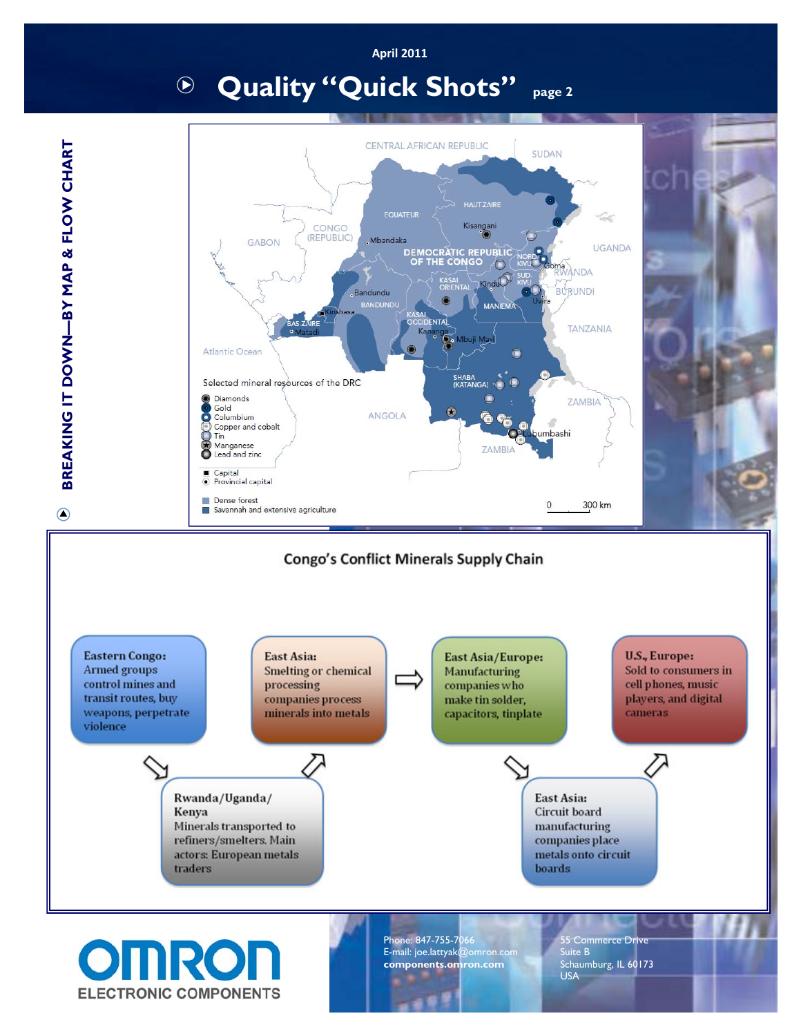## BREAKING IT DOWN—BY MAP & FLOW CHART

CENTRAL AFRICAN REPUBLIC
SUDAN
HAUT-ZAIRE
EQUATEUR
Kisangani
CONGO (REPUBLIC)
GABON
Mbandaka
DEMOCRATIC REPUBLIC OF THE CONGO
UGANDA
NORD-KIVU
Goma
RWANDA
KASAI ORIENTAL
Kindu
SUD-KIVU
BURUNDI
Bandundu
BANDUNDU
Uvira
Kinshasa
MANIEMA
BAS ZAIRE
Matadi
KASAI OCCIDENTAL
Kananga
TANZANIA
Mbuji Mayi
Atlantic Ocean
SHABA (KATANGA)
ZAMBIA
ANGOLA
Lubumbashi
ZAMBIA

Selected mineral resources of the DRC
Diamonds
Gold
Columbium
Copper and cobalt
Tin
Manganese
Lead and zinc

Capital
Provincial capital

Dense forest
Savannah and extensive agriculture

0 300 km

### Congo's Conflict Minerals Supply Chain

**Eastern Congo:** Armed groups control mines and transit routes, buy weapons, perpetrate violence

**Rwanda/Uganda/Kenya:** Minerals transported to refiners/smelters. Main actors: European metals traders

**East Asia:** Smelting or chemical processing companies process minerals into metals

**East Asia/Europe:** Manufacturing companies who make tin solder, capacitors, tinplate

**East Asia:** Circuit board manufacturing companies place metals onto circuit boards

**U.S., Europe:** Sold to consumers in cell phones, music players, and digital cameras

OMRON ELECTRONIC COMPONENTS

Phone: 847-755-7066
E-mail: joe.lattyak@omron.com
**components.omron.com**

55 Commerce Drive
Suite B
Schaumburg, IL 60173
USA